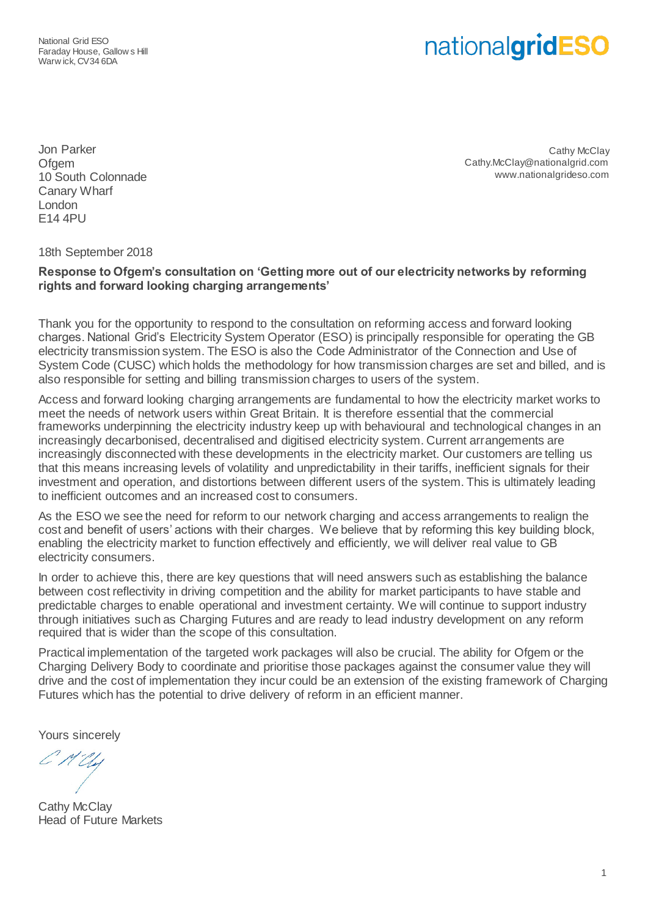National Grid ESO
Faraday House, Gallows Hill
Warwick, CV34 6DA

nationalgridESO

Jon Parker
Ofgem
10 South Colonnade
Canary Wharf
London
E14 4PU

Cathy McClay
Cathy.McClay@nationalgrid.com
www.nationalgrideso.com

18th September 2018

**Response to Ofgem's consultation on 'Getting more out of our electricity networks by reforming rights and forward looking charging arrangements'**

Thank you for the opportunity to respond to the consultation on reforming access and forward looking charges. National Grid's Electricity System Operator (ESO) is principally responsible for operating the GB electricity transmission system. The ESO is also the Code Administrator of the Connection and Use of System Code (CUSC) which holds the methodology for how transmission charges are set and billed, and is also responsible for setting and billing transmission charges to users of the system.

Access and forward looking charging arrangements are fundamental to how the electricity market works to meet the needs of network users within Great Britain. It is therefore essential that the commercial frameworks underpinning the electricity industry keep up with behavioural and technological changes in an increasingly decarbonised, decentralised and digitised electricity system. Current arrangements are increasingly disconnected with these developments in the electricity market. Our customers are telling us that this means increasing levels of volatility and unpredictability in their tariffs, inefficient signals for their investment and operation, and distortions between different users of the system. This is ultimately leading to inefficient outcomes and an increased cost to consumers.

As the ESO we see the need for reform to our network charging and access arrangements to realign the cost and benefit of users' actions with their charges. We believe that by reforming this key building block, enabling the electricity market to function effectively and efficiently, we will deliver real value to GB electricity consumers.

In order to achieve this, there are key questions that will need answers such as establishing the balance between cost reflectivity in driving competition and the ability for market participants to have stable and predictable charges to enable operational and investment certainty. We will continue to support industry through initiatives such as Charging Futures and are ready to lead industry development on any reform required that is wider than the scope of this consultation.

Practical implementation of the targeted work packages will also be crucial. The ability for Ofgem or the Charging Delivery Body to coordinate and prioritise those packages against the consumer value they will drive and the cost of implementation they incur could be an extension of the existing framework of Charging Futures which has the potential to drive delivery of reform in an efficient manner.

Yours sincerely

Cathy McClay
Head of Future Markets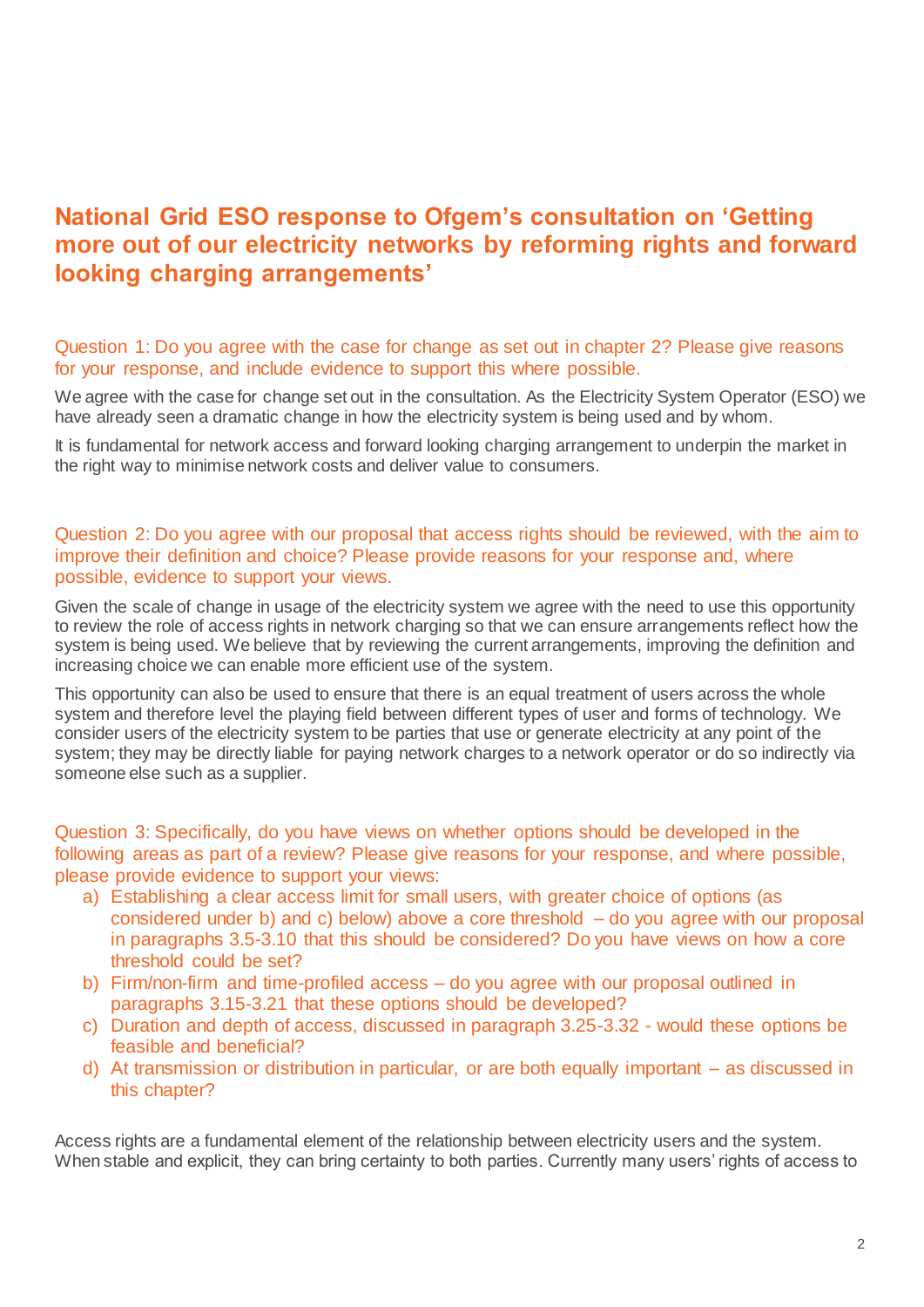# National Grid ESO response to Ofgem's consultation on 'Getting more out of our electricity networks by reforming rights and forward looking charging arrangements'

### Question 1: Do you agree with the case for change as set out in chapter 2? Please give reasons for your response, and include evidence to support this where possible.

We agree with the case for change set out in the consultation. As the Electricity System Operator (ESO) we have already seen a dramatic change in how the electricity system is being used and by whom.

It is fundamental for network access and forward looking charging arrangement to underpin the market in the right way to minimise network costs and deliver value to consumers.

### Question 2: Do you agree with our proposal that access rights should be reviewed, with the aim to improve their definition and choice? Please provide reasons for your response and, where possible, evidence to support your views.

Given the scale of change in usage of the electricity system we agree with the need to use this opportunity to review the role of access rights in network charging so that we can ensure arrangements reflect how the system is being used. We believe that by reviewing the current arrangements, improving the definition and increasing choice we can enable more efficient use of the system.

This opportunity can also be used to ensure that there is an equal treatment of users across the whole system and therefore level the playing field between different types of user and forms of technology. We consider users of the electricity system to be parties that use or generate electricity at any point of the system; they may be directly liable for paying network charges to a network operator or do so indirectly via someone else such as a supplier.

### Question 3: Specifically, do you have views on whether options should be developed in the following areas as part of a review? Please give reasons for your response, and where possible, please provide evidence to support your views:

a) Establishing a clear access limit for small users, with greater choice of options (as considered under b) and c) below) above a core threshold – do you agree with our proposal in paragraphs 3.5-3.10 that this should be considered? Do you have views on how a core threshold could be set?

b) Firm/non-firm and time-profiled access – do you agree with our proposal outlined in paragraphs 3.15-3.21 that these options should be developed?

c) Duration and depth of access, discussed in paragraph 3.25-3.32 - would these options be feasible and beneficial?

d) At transmission or distribution in particular, or are both equally important – as discussed in this chapter?

Access rights are a fundamental element of the relationship between electricity users and the system. When stable and explicit, they can bring certainty to both parties. Currently many users' rights of access to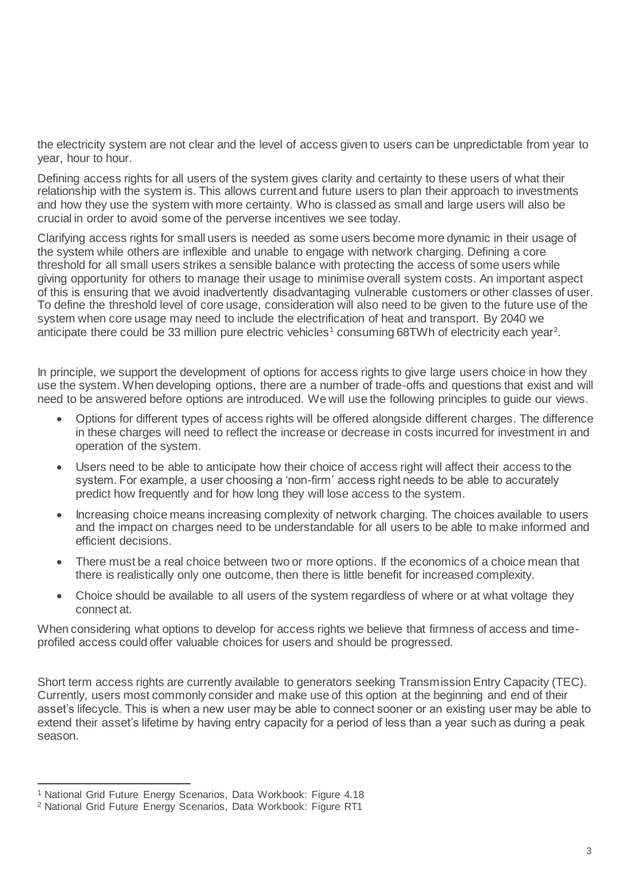the electricity system are not clear and the level of access given to users can be unpredictable from year to year, hour to hour.

Defining access rights for all users of the system gives clarity and certainty to these users of what their relationship with the system is. This allows current and future users to plan their approach to investments and how they use the system with more certainty. Who is classed as small and large users will also be crucial in order to avoid some of the perverse incentives we see today.

Clarifying access rights for small users is needed as some users become more dynamic in their usage of the system while others are inflexible and unable to engage with network charging. Defining a core threshold for all small users strikes a sensible balance with protecting the access of some users while giving opportunity for others to manage their usage to minimise overall system costs. An important aspect of this is ensuring that we avoid inadvertently disadvantaging vulnerable customers or other classes of user. To define the threshold level of core usage, consideration will also need to be given to the future use of the system when core usage may need to include the electrification of heat and transport. By 2040 we anticipate there could be 33 million pure electric vehicles[1] consuming 68TWh of electricity each year[2].

In principle, we support the development of options for access rights to give large users choice in how they use the system. When developing options, there are a number of trade-offs and questions that exist and will need to be answered before options are introduced. We will use the following principles to guide our views.

- Options for different types of access rights will be offered alongside different charges. The difference in these charges will need to reflect the increase or decrease in costs incurred for investment in and operation of the system.
- Users need to be able to anticipate how their choice of access right will affect their access to the system. For example, a user choosing a 'non-firm' access right needs to be able to accurately predict how frequently and for how long they will lose access to the system.
- Increasing choice means increasing complexity of network charging. The choices available to users and the impact on charges need to be understandable for all users to be able to make informed and efficient decisions.
- There must be a real choice between two or more options. If the economics of a choice mean that there is realistically only one outcome, then there is little benefit for increased complexity.
- Choice should be available to all users of the system regardless of where or at what voltage they connect at.

When considering what options to develop for access rights we believe that firmness of access and time-profiled access could offer valuable choices for users and should be progressed.

Short term access rights are currently available to generators seeking Transmission Entry Capacity (TEC). Currently, users most commonly consider and make use of this option at the beginning and end of their asset's lifecycle. This is when a new user may be able to connect sooner or an existing user may be able to extend their asset's lifetime by having entry capacity for a period of less than a year such as during a peak season.

---

[1] National Grid Future Energy Scenarios, Data Workbook: Figure 4.18

[2] National Grid Future Energy Scenarios, Data Workbook: Figure RT1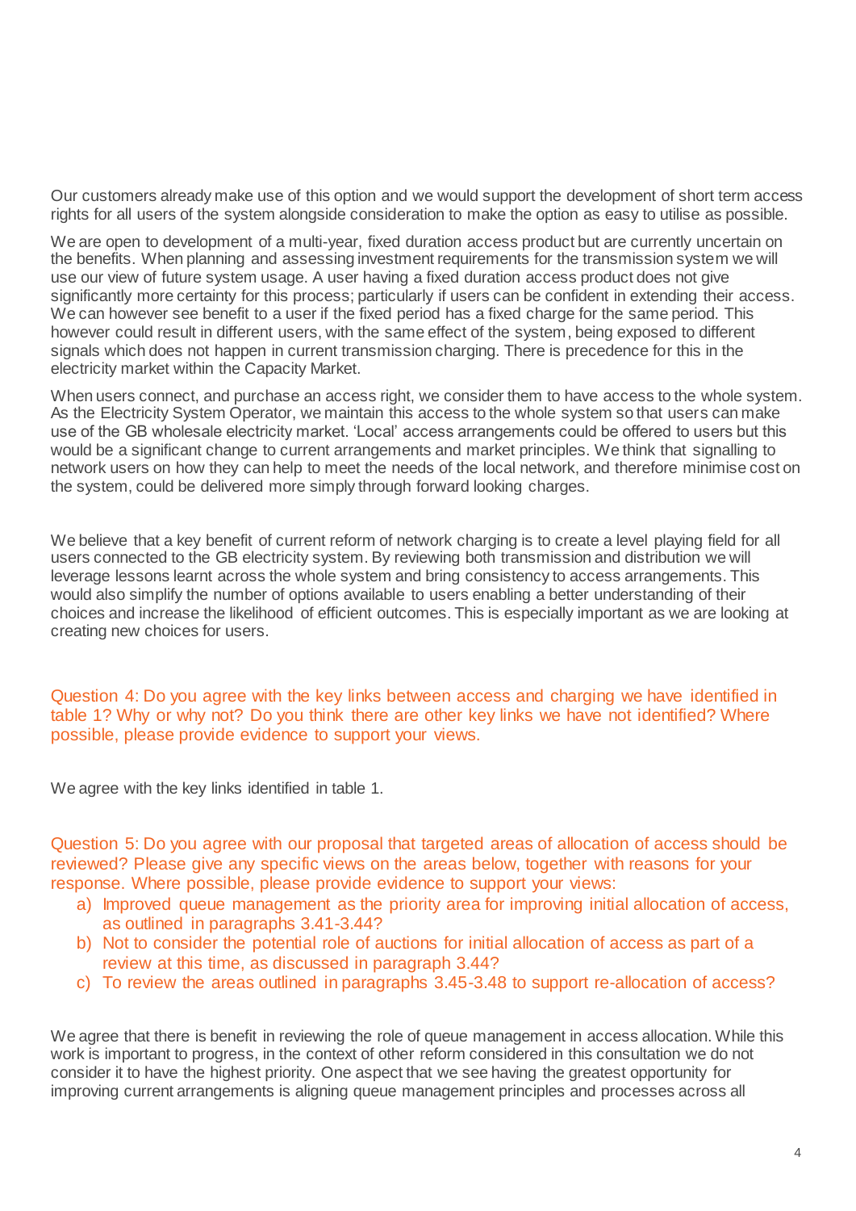Our customers already make use of this option and we would support the development of short term access rights for all users of the system alongside consideration to make the option as easy to utilise as possible.

We are open to development of a multi-year, fixed duration access product but are currently uncertain on the benefits. When planning and assessing investment requirements for the transmission system we will use our view of future system usage. A user having a fixed duration access product does not give significantly more certainty for this process; particularly if users can be confident in extending their access. We can however see benefit to a user if the fixed period has a fixed charge for the same period. This however could result in different users, with the same effect of the system, being exposed to different signals which does not happen in current transmission charging. There is precedence for this in the electricity market within the Capacity Market.

When users connect, and purchase an access right, we consider them to have access to the whole system. As the Electricity System Operator, we maintain this access to the whole system so that users can make use of the GB wholesale electricity market. 'Local' access arrangements could be offered to users but this would be a significant change to current arrangements and market principles. We think that signalling to network users on how they can help to meet the needs of the local network, and therefore minimise cost on the system, could be delivered more simply through forward looking charges.

We believe that a key benefit of current reform of network charging is to create a level playing field for all users connected to the GB electricity system. By reviewing both transmission and distribution we will leverage lessons learnt across the whole system and bring consistency to access arrangements. This would also simplify the number of options available to users enabling a better understanding of their choices and increase the likelihood of efficient outcomes. This is especially important as we are looking at creating new choices for users.

Question 4: Do you agree with the key links between access and charging we have identified in table 1? Why or why not? Do you think there are other key links we have not identified? Where possible, please provide evidence to support your views.

We agree with the key links identified in table 1.

Question 5: Do you agree with our proposal that targeted areas of allocation of access should be reviewed? Please give any specific views on the areas below, together with reasons for your response. Where possible, please provide evidence to support your views:

a) Improved queue management as the priority area for improving initial allocation of access, as outlined in paragraphs 3.41-3.44?
b) Not to consider the potential role of auctions for initial allocation of access as part of a review at this time, as discussed in paragraph 3.44?
c) To review the areas outlined in paragraphs 3.45-3.48 to support re-allocation of access?

We agree that there is benefit in reviewing the role of queue management in access allocation. While this work is important to progress, in the context of other reform considered in this consultation we do not consider it to have the highest priority. One aspect that we see having the greatest opportunity for improving current arrangements is aligning queue management principles and processes across all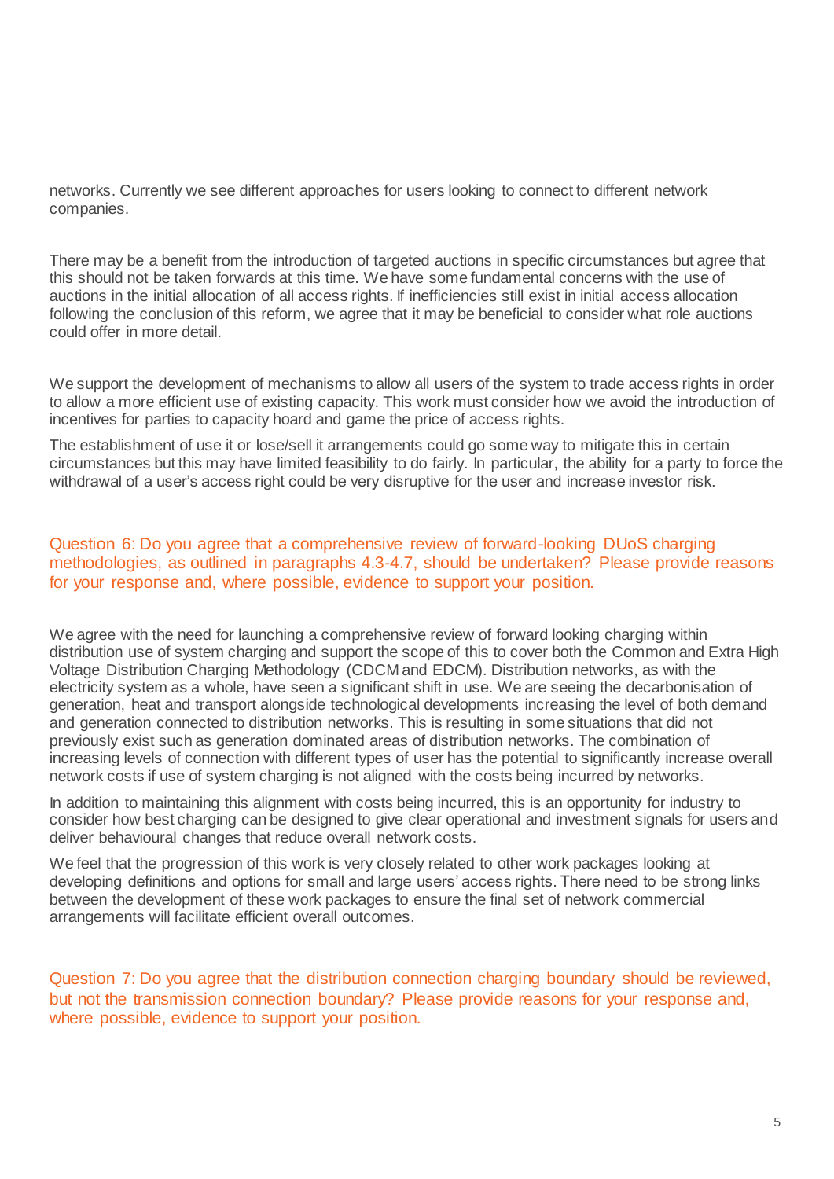networks. Currently we see different approaches for users looking to connect to different network companies.

There may be a benefit from the introduction of targeted auctions in specific circumstances but agree that this should not be taken forwards at this time. We have some fundamental concerns with the use of auctions in the initial allocation of all access rights. If inefficiencies still exist in initial access allocation following the conclusion of this reform, we agree that it may be beneficial to consider what role auctions could offer in more detail.

We support the development of mechanisms to allow all users of the system to trade access rights in order to allow a more efficient use of existing capacity. This work must consider how we avoid the introduction of incentives for parties to capacity hoard and game the price of access rights.

The establishment of use it or lose/sell it arrangements could go some way to mitigate this in certain circumstances but this may have limited feasibility to do fairly. In particular, the ability for a party to force the withdrawal of a user's access right could be very disruptive for the user and increase investor risk.

### Question 6: Do you agree that a comprehensive review of forward-looking DUoS charging methodologies, as outlined in paragraphs 4.3-4.7, should be undertaken? Please provide reasons for your response and, where possible, evidence to support your position.

We agree with the need for launching a comprehensive review of forward looking charging within distribution use of system charging and support the scope of this to cover both the Common and Extra High Voltage Distribution Charging Methodology (CDCM and EDCM). Distribution networks, as with the electricity system as a whole, have seen a significant shift in use. We are seeing the decarbonisation of generation, heat and transport alongside technological developments increasing the level of both demand and generation connected to distribution networks. This is resulting in some situations that did not previously exist such as generation dominated areas of distribution networks. The combination of increasing levels of connection with different types of user has the potential to significantly increase overall network costs if use of system charging is not aligned with the costs being incurred by networks.

In addition to maintaining this alignment with costs being incurred, this is an opportunity for industry to consider how best charging can be designed to give clear operational and investment signals for users and deliver behavioural changes that reduce overall network costs.

We feel that the progression of this work is very closely related to other work packages looking at developing definitions and options for small and large users' access rights. There need to be strong links between the development of these work packages to ensure the final set of network commercial arrangements will facilitate efficient overall outcomes.

### Question 7: Do you agree that the distribution connection charging boundary should be reviewed, but not the transmission connection boundary? Please provide reasons for your response and, where possible, evidence to support your position.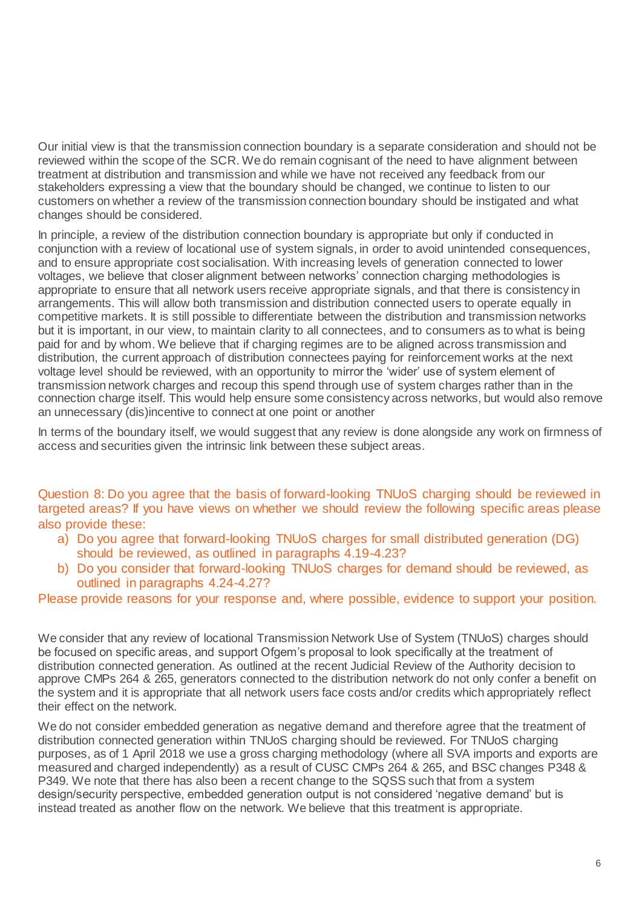Our initial view is that the transmission connection boundary is a separate consideration and should not be reviewed within the scope of the SCR. We do remain cognisant of the need to have alignment between treatment at distribution and transmission and while we have not received any feedback from our stakeholders expressing a view that the boundary should be changed, we continue to listen to our customers on whether a review of the transmission connection boundary should be instigated and what changes should be considered.

In principle, a review of the distribution connection boundary is appropriate but only if conducted in conjunction with a review of locational use of system signals, in order to avoid unintended consequences, and to ensure appropriate cost socialisation. With increasing levels of generation connected to lower voltages, we believe that closer alignment between networks' connection charging methodologies is appropriate to ensure that all network users receive appropriate signals, and that there is consistency in arrangements. This will allow both transmission and distribution connected users to operate equally in competitive markets. It is still possible to differentiate between the distribution and transmission networks but it is important, in our view, to maintain clarity to all connectees, and to consumers as to what is being paid for and by whom. We believe that if charging regimes are to be aligned across transmission and distribution, the current approach of distribution connectees paying for reinforcement works at the next voltage level should be reviewed, with an opportunity to mirror the 'wider' use of system element of transmission network charges and recoup this spend through use of system charges rather than in the connection charge itself. This would help ensure some consistency across networks, but would also remove an unnecessary (dis)incentive to connect at one point or another

In terms of the boundary itself, we would suggest that any review is done alongside any work on firmness of access and securities given the intrinsic link between these subject areas.

Question 8: Do you agree that the basis of forward-looking TNUoS charging should be reviewed in targeted areas? If you have views on whether we should review the following specific areas please also provide these:

a) Do you agree that forward-looking TNUoS charges for small distributed generation (DG) should be reviewed, as outlined in paragraphs 4.19-4.23?
b) Do you consider that forward-looking TNUoS charges for demand should be reviewed, as outlined in paragraphs 4.24-4.27?

Please provide reasons for your response and, where possible, evidence to support your position.

We consider that any review of locational Transmission Network Use of System (TNUoS) charges should be focused on specific areas, and support Ofgem's proposal to look specifically at the treatment of distribution connected generation. As outlined at the recent Judicial Review of the Authority decision to approve CMPs 264 & 265, generators connected to the distribution network do not only confer a benefit on the system and it is appropriate that all network users face costs and/or credits which appropriately reflect their effect on the network.

We do not consider embedded generation as negative demand and therefore agree that the treatment of distribution connected generation within TNUoS charging should be reviewed. For TNUoS charging purposes, as of 1 April 2018 we use a gross charging methodology (where all SVA imports and exports are measured and charged independently) as a result of CUSC CMPs 264 & 265, and BSC changes P348 & P349. We note that there has also been a recent change to the SQSS such that from a system design/security perspective, embedded generation output is not considered 'negative demand' but is instead treated as another flow on the network. We believe that this treatment is appropriate.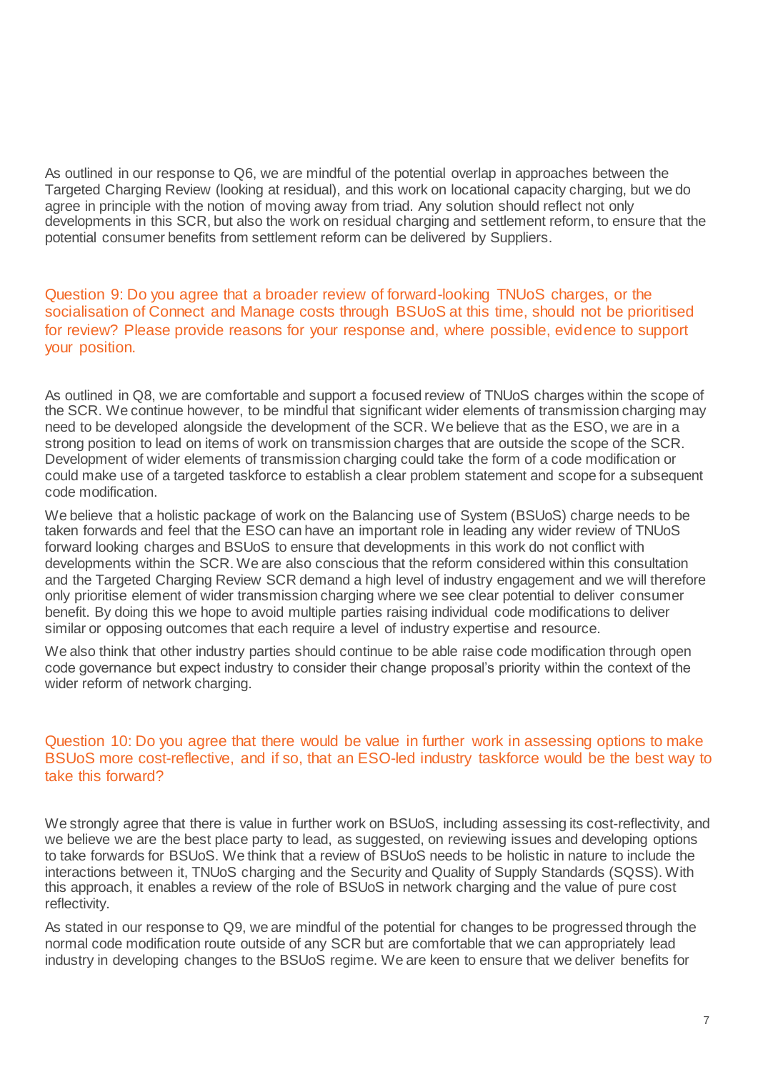As outlined in our response to Q6, we are mindful of the potential overlap in approaches between the Targeted Charging Review (looking at residual), and this work on locational capacity charging, but we do agree in principle with the notion of moving away from triad. Any solution should reflect not only developments in this SCR, but also the work on residual charging and settlement reform, to ensure that the potential consumer benefits from settlement reform can be delivered by Suppliers.

### Question 9: Do you agree that a broader review of forward-looking TNUoS charges, or the socialisation of Connect and Manage costs through BSUoS at this time, should not be prioritised for review? Please provide reasons for your response and, where possible, evidence to support your position.

As outlined in Q8, we are comfortable and support a focused review of TNUoS charges within the scope of the SCR. We continue however, to be mindful that significant wider elements of transmission charging may need to be developed alongside the development of the SCR. We believe that as the ESO, we are in a strong position to lead on items of work on transmission charges that are outside the scope of the SCR. Development of wider elements of transmission charging could take the form of a code modification or could make use of a targeted taskforce to establish a clear problem statement and scope for a subsequent code modification.

We believe that a holistic package of work on the Balancing use of System (BSUoS) charge needs to be taken forwards and feel that the ESO can have an important role in leading any wider review of TNUoS forward looking charges and BSUoS to ensure that developments in this work do not conflict with developments within the SCR. We are also conscious that the reform considered within this consultation and the Targeted Charging Review SCR demand a high level of industry engagement and we will therefore only prioritise element of wider transmission charging where we see clear potential to deliver consumer benefit. By doing this we hope to avoid multiple parties raising individual code modifications to deliver similar or opposing outcomes that each require a level of industry expertise and resource.

We also think that other industry parties should continue to be able raise code modification through open code governance but expect industry to consider their change proposal's priority within the context of the wider reform of network charging.

### Question 10: Do you agree that there would be value in further work in assessing options to make BSUoS more cost-reflective, and if so, that an ESO-led industry taskforce would be the best way to take this forward?

We strongly agree that there is value in further work on BSUoS, including assessing its cost-reflectivity, and we believe we are the best place party to lead, as suggested, on reviewing issues and developing options to take forwards for BSUoS. We think that a review of BSUoS needs to be holistic in nature to include the interactions between it, TNUoS charging and the Security and Quality of Supply Standards (SQSS). With this approach, it enables a review of the role of BSUoS in network charging and the value of pure cost reflectivity.

As stated in our response to Q9, we are mindful of the potential for changes to be progressed through the normal code modification route outside of any SCR but are comfortable that we can appropriately lead industry in developing changes to the BSUoS regime. We are keen to ensure that we deliver benefits for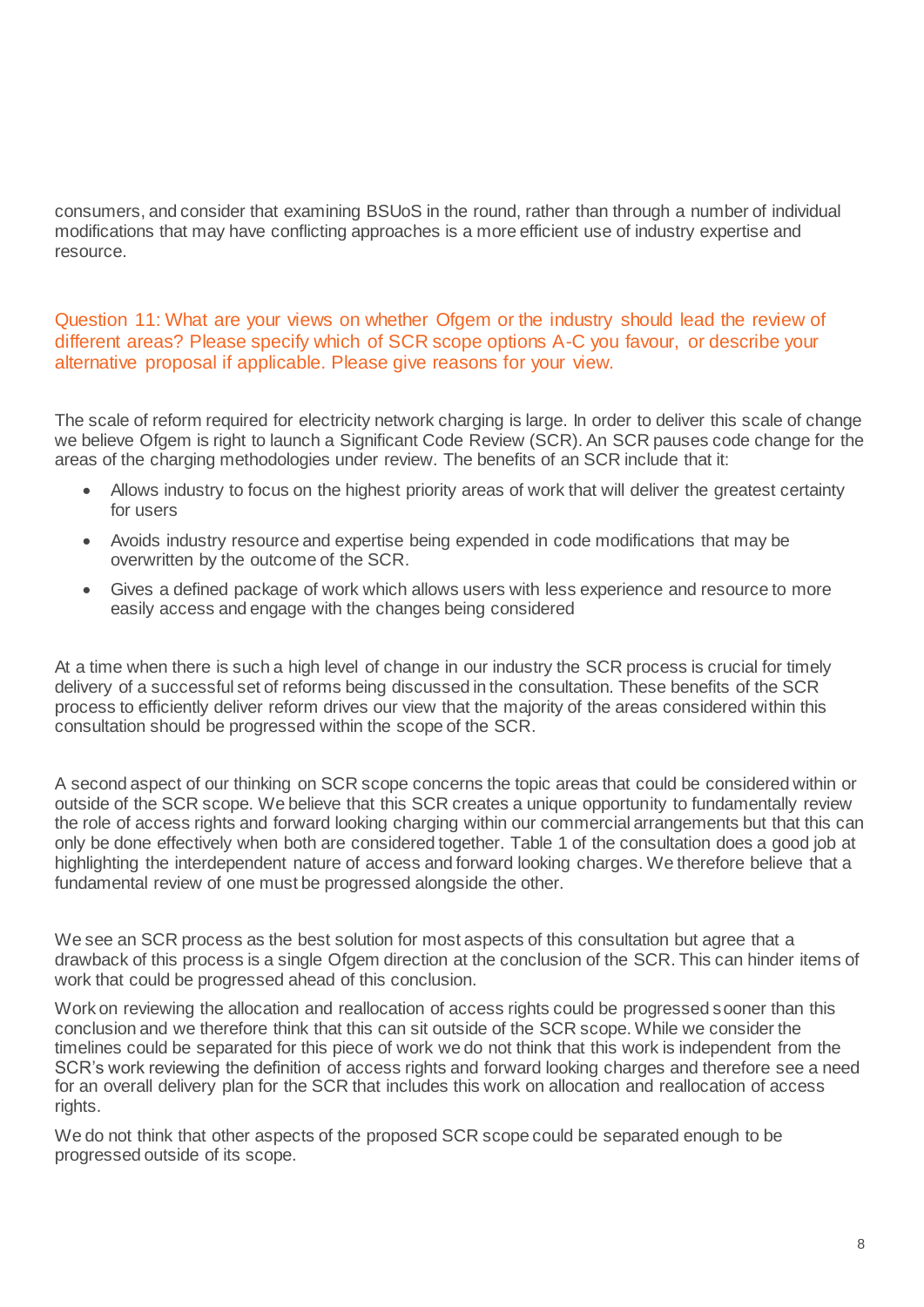consumers, and consider that examining BSUoS in the round, rather than through a number of individual modifications that may have conflicting approaches is a more efficient use of industry expertise and resource.

## Question 11: What are your views on whether Ofgem or the industry should lead the review of different areas? Please specify which of SCR scope options A-C you favour, or describe your alternative proposal if applicable. Please give reasons for your view.

The scale of reform required for electricity network charging is large. In order to deliver this scale of change we believe Ofgem is right to launch a Significant Code Review (SCR). An SCR pauses code change for the areas of the charging methodologies under review. The benefits of an SCR include that it:

- Allows industry to focus on the highest priority areas of work that will deliver the greatest certainty for users
- Avoids industry resource and expertise being expended in code modifications that may be overwritten by the outcome of the SCR.
- Gives a defined package of work which allows users with less experience and resource to more easily access and engage with the changes being considered

At a time when there is such a high level of change in our industry the SCR process is crucial for timely delivery of a successful set of reforms being discussed in the consultation. These benefits of the SCR process to efficiently deliver reform drives our view that the majority of the areas considered within this consultation should be progressed within the scope of the SCR.

A second aspect of our thinking on SCR scope concerns the topic areas that could be considered within or outside of the SCR scope. We believe that this SCR creates a unique opportunity to fundamentally review the role of access rights and forward looking charging within our commercial arrangements but that this can only be done effectively when both are considered together. Table 1 of the consultation does a good job at highlighting the interdependent nature of access and forward looking charges. We therefore believe that a fundamental review of one must be progressed alongside the other.

We see an SCR process as the best solution for most aspects of this consultation but agree that a drawback of this process is a single Ofgem direction at the conclusion of the SCR. This can hinder items of work that could be progressed ahead of this conclusion.

Work on reviewing the allocation and reallocation of access rights could be progressed sooner than this conclusion and we therefore think that this can sit outside of the SCR scope. While we consider the timelines could be separated for this piece of work we do not think that this work is independent from the SCR's work reviewing the definition of access rights and forward looking charges and therefore see a need for an overall delivery plan for the SCR that includes this work on allocation and reallocation of access rights.

We do not think that other aspects of the proposed SCR scope could be separated enough to be progressed outside of its scope.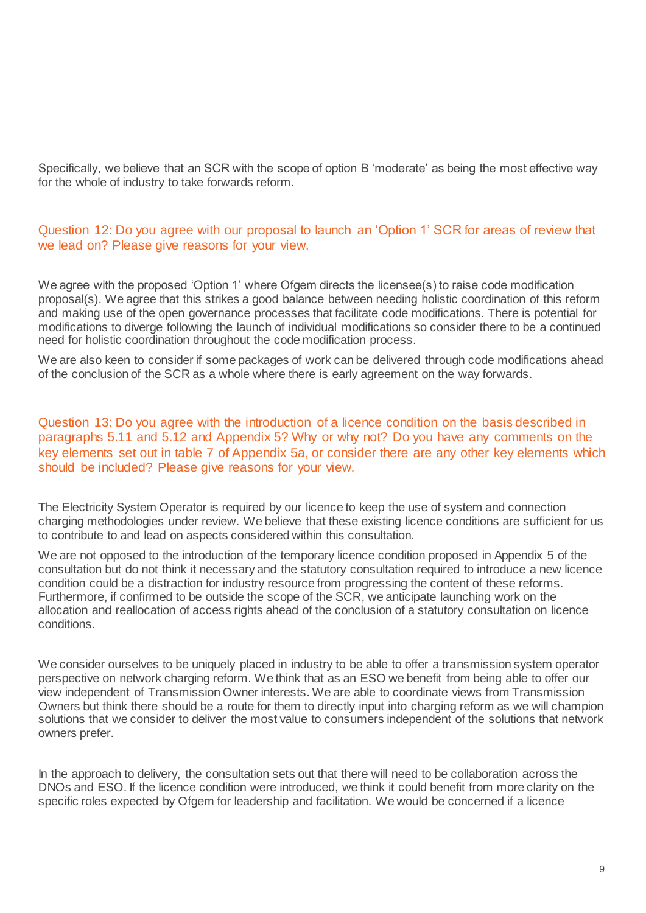Specifically, we believe that an SCR with the scope of option B 'moderate' as being the most effective way for the whole of industry to take forwards reform.

### Question 12: Do you agree with our proposal to launch an 'Option 1' SCR for areas of review that we lead on? Please give reasons for your view.

We agree with the proposed 'Option 1' where Ofgem directs the licensee(s) to raise code modification proposal(s). We agree that this strikes a good balance between needing holistic coordination of this reform and making use of the open governance processes that facilitate code modifications. There is potential for modifications to diverge following the launch of individual modifications so consider there to be a continued need for holistic coordination throughout the code modification process.

We are also keen to consider if some packages of work can be delivered through code modifications ahead of the conclusion of the SCR as a whole where there is early agreement on the way forwards.

### Question 13: Do you agree with the introduction of a licence condition on the basis described in paragraphs 5.11 and 5.12 and Appendix 5? Why or why not? Do you have any comments on the key elements set out in table 7 of Appendix 5a, or consider there are any other key elements which should be included? Please give reasons for your view.

The Electricity System Operator is required by our licence to keep the use of system and connection charging methodologies under review. We believe that these existing licence conditions are sufficient for us to contribute to and lead on aspects considered within this consultation.

We are not opposed to the introduction of the temporary licence condition proposed in Appendix 5 of the consultation but do not think it necessary and the statutory consultation required to introduce a new licence condition could be a distraction for industry resource from progressing the content of these reforms. Furthermore, if confirmed to be outside the scope of the SCR, we anticipate launching work on the allocation and reallocation of access rights ahead of the conclusion of a statutory consultation on licence conditions.

We consider ourselves to be uniquely placed in industry to be able to offer a transmission system operator perspective on network charging reform. We think that as an ESO we benefit from being able to offer our view independent of Transmission Owner interests. We are able to coordinate views from Transmission Owners but think there should be a route for them to directly input into charging reform as we will champion solutions that we consider to deliver the most value to consumers independent of the solutions that network owners prefer.

In the approach to delivery, the consultation sets out that there will need to be collaboration across the DNOs and ESO. If the licence condition were introduced, we think it could benefit from more clarity on the specific roles expected by Ofgem for leadership and facilitation. We would be concerned if a licence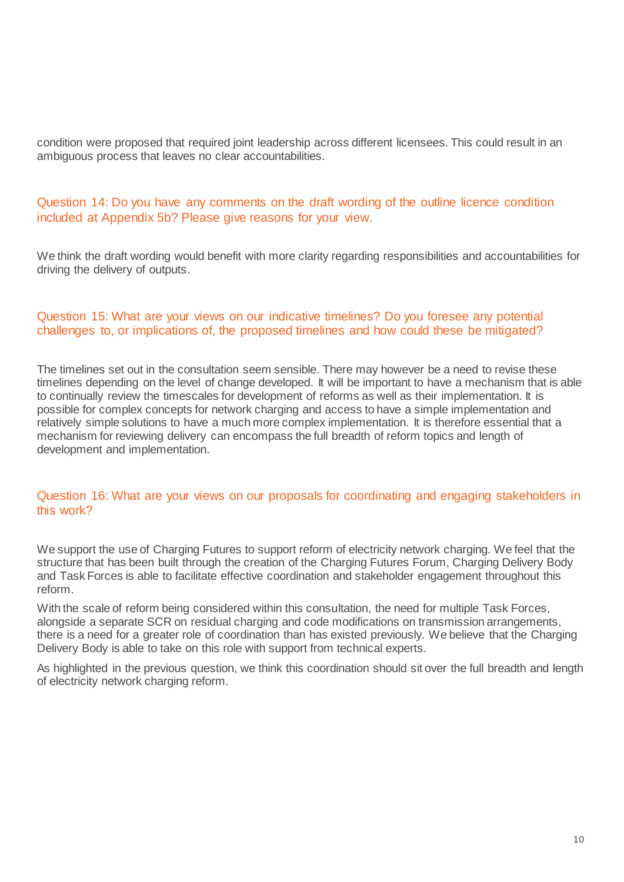condition were proposed that required joint leadership across different licensees. This could result in an ambiguous process that leaves no clear accountabilities.

### Question 14: Do you have any comments on the draft wording of the outline licence condition included at Appendix 5b? Please give reasons for your view.

We think the draft wording would benefit with more clarity regarding responsibilities and accountabilities for driving the delivery of outputs.

### Question 15: What are your views on our indicative timelines? Do you foresee any potential challenges to, or implications of, the proposed timelines and how could these be mitigated?

The timelines set out in the consultation seem sensible. There may however be a need to revise these timelines depending on the level of change developed. It will be important to have a mechanism that is able to continually review the timescales for development of reforms as well as their implementation. It is possible for complex concepts for network charging and access to have a simple implementation and relatively simple solutions to have a much more complex implementation. It is therefore essential that a mechanism for reviewing delivery can encompass the full breadth of reform topics and length of development and implementation.

### Question 16: What are your views on our proposals for coordinating and engaging stakeholders in this work?

We support the use of Charging Futures to support reform of electricity network charging. We feel that the structure that has been built through the creation of the Charging Futures Forum, Charging Delivery Body and Task Forces is able to facilitate effective coordination and stakeholder engagement throughout this reform.

With the scale of reform being considered within this consultation, the need for multiple Task Forces, alongside a separate SCR on residual charging and code modifications on transmission arrangements, there is a need for a greater role of coordination than has existed previously. We believe that the Charging Delivery Body is able to take on this role with support from technical experts.

As highlighted in the previous question, we think this coordination should sit over the full breadth and length of electricity network charging reform.